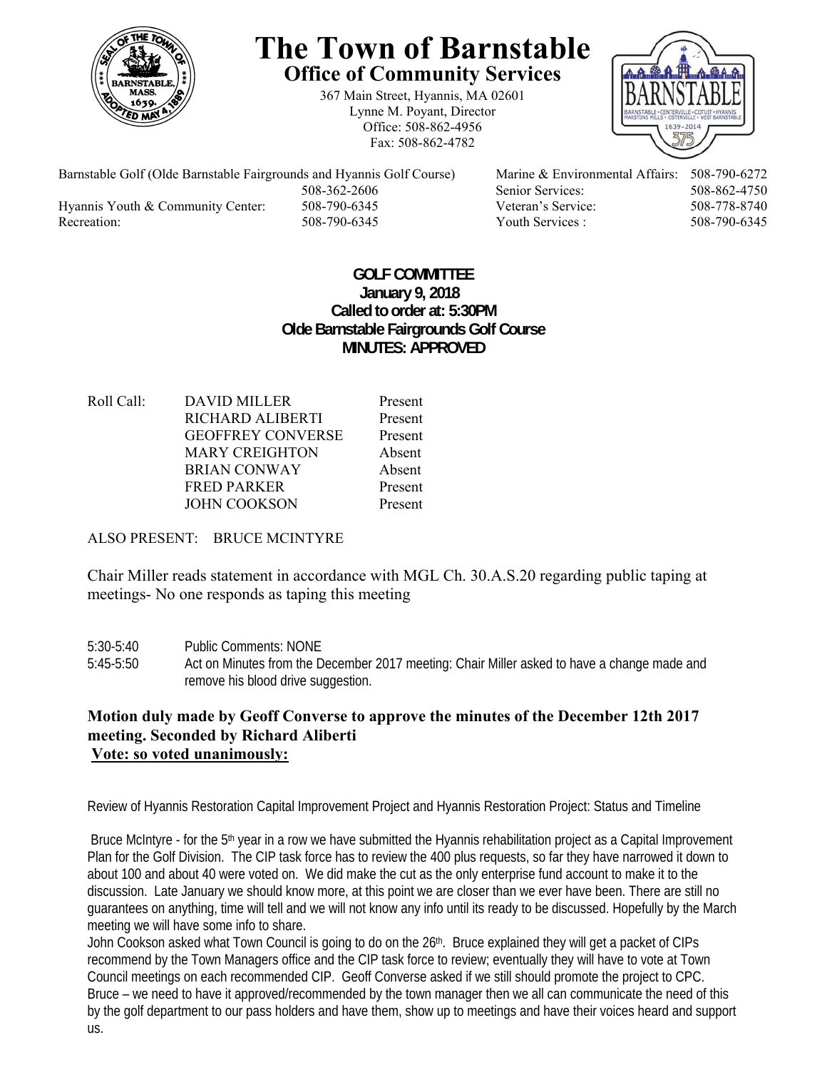# The Town of Barnstable

## Office of Community Services

367 Main Street, Hyannis, MA 02601
Lynne M. Poyant, Director
Office: 508-862-4956
Fax: 508-862-4782

| | | | |
|---|---|---|---|
| Barnstable Golf (Olde Barnstable Fairgrounds and Hyannis Golf Course) | 508-362-2606 | Marine & Environmental Affairs: | 508-790-6272 |
| | | Senior Services: | 508-862-4750 |
| Hyannis Youth & Community Center: | 508-790-6345 | Veteran's Service: | 508-778-8740 |
| Recreation: | 508-790-6345 | Youth Services : | 508-790-6345 |

**GOLF COMMITTEE**
**January 9, 2018**
**Called to order at: 5:30PM**
**Olde Barnstable Fairgrounds Golf Course**
**MINUTES: APPROVED**

| Roll Call: | | |
|---|---|---|
| | DAVID MILLER | Present |
| | RICHARD ALIBERTI | Present |
| | GEOFFREY CONVERSE | Present |
| | MARY CREIGHTON | Absent |
| | BRIAN CONWAY | Absent |
| | FRED PARKER | Present |
| | JOHN COOKSON | Present |

ALSO PRESENT: BRUCE MCINTYRE

Chair Miller reads statement in accordance with MGL Ch. 30.A.S.20 regarding public taping at meetings- No one responds as taping this meeting

5:30-5:40 Public Comments: NONE
5:45-5:50 Act on Minutes from the December 2017 meeting: Chair Miller asked to have a change made and remove his blood drive suggestion.

**Motion duly made by Geoff Converse to approve the minutes of the December 12th 2017 meeting. Seconded by Richard Aliberti**
**Vote: so voted unanimously:**

Review of Hyannis Restoration Capital Improvement Project and Hyannis Restoration Project: Status and Timeline

Bruce McIntyre - for the 5th year in a row we have submitted the Hyannis rehabilitation project as a Capital Improvement Plan for the Golf Division. The CIP task force has to review the 400 plus requests, so far they have narrowed it down to about 100 and about 40 were voted on. We did make the cut as the only enterprise fund account to make it to the discussion. Late January we should know more, at this point we are closer than we ever have been. There are still no guarantees on anything, time will tell and we will not know any info until its ready to be discussed. Hopefully by the March meeting we will have some info to share.

John Cookson asked what Town Council is going to do on the 26th. Bruce explained they will get a packet of CIPs recommend by the Town Managers office and the CIP task force to review; eventually they will have to vote at Town Council meetings on each recommended CIP. Geoff Converse asked if we still should promote the project to CPC. Bruce – we need to have it approved/recommended by the town manager then we all can communicate the need of this by the golf department to our pass holders and have them, show up to meetings and have their voices heard and support us.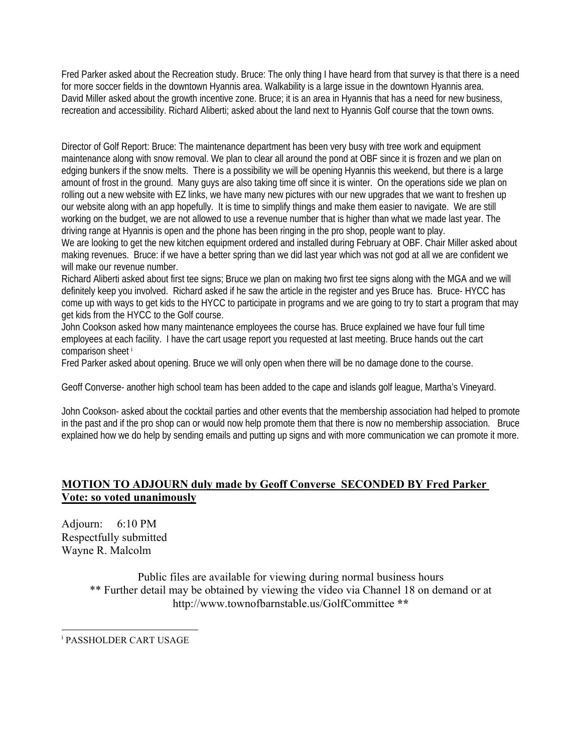Fred Parker asked about the Recreation study. Bruce: The only thing I have heard from that survey is that there is a need for more soccer fields in the downtown Hyannis area. Walkability is a large issue in the downtown Hyannis area. David Miller asked about the growth incentive zone. Bruce; it is an area in Hyannis that has a need for new business, recreation and accessibility. Richard Aliberti; asked about the land next to Hyannis Golf course that the town owns.

Director of Golf Report: Bruce: The maintenance department has been very busy with tree work and equipment maintenance along with snow removal. We plan to clear all around the pond at OBF since it is frozen and we plan on edging bunkers if the snow melts. There is a possibility we will be opening Hyannis this weekend, but there is a large amount of frost in the ground. Many guys are also taking time off since it is winter. On the operations side we plan on rolling out a new website with EZ links, we have many new pictures with our new upgrades that we want to freshen up our website along with an app hopefully. It is time to simplify things and make them easier to navigate. We are still working on the budget, we are not allowed to use a revenue number that is higher than what we made last year. The driving range at Hyannis is open and the phone has been ringing in the pro shop, people want to play.

We are looking to get the new kitchen equipment ordered and installed during February at OBF. Chair Miller asked about making revenues. Bruce: if we have a better spring than we did last year which was not god at all we are confident we will make our revenue number.

Richard Aliberti asked about first tee signs; Bruce we plan on making two first tee signs along with the MGA and we will definitely keep you involved. Richard asked if he saw the article in the register and yes Bruce has. Bruce- HYCC has come up with ways to get kids to the HYCC to participate in programs and we are going to try to start a program that may get kids from the HYCC to the Golf course.

John Cookson asked how many maintenance employees the course has. Bruce explained we have four full time employees at each facility. I have the cart usage report you requested at last meeting. Bruce hands out the cart comparison sheet [i]

Fred Parker asked about opening. Bruce we will only open when there will be no damage done to the course.

Geoff Converse- another high school team has been added to the cape and islands golf league, Martha's Vineyard.

John Cookson- asked about the cocktail parties and other events that the membership association had helped to promote in the past and if the pro shop can or would now help promote them that there is now no membership association. Bruce explained how we do help by sending emails and putting up signs and with more communication we can promote it more.

**MOTION TO ADJOURN duly made by Geoff Converse SECONDED BY Fred Parker**
**Vote: so voted unanimously**

Adjourn: 6:10 PM
Respectfully submitted
Wayne R. Malcolm

Public files are available for viewing during normal business hours
** Further detail may be obtained by viewing the video via Channel 18 on demand or at http://www.townofbarnstable.us/GolfCommittee **

[i] PASSHOLDER CART USAGE